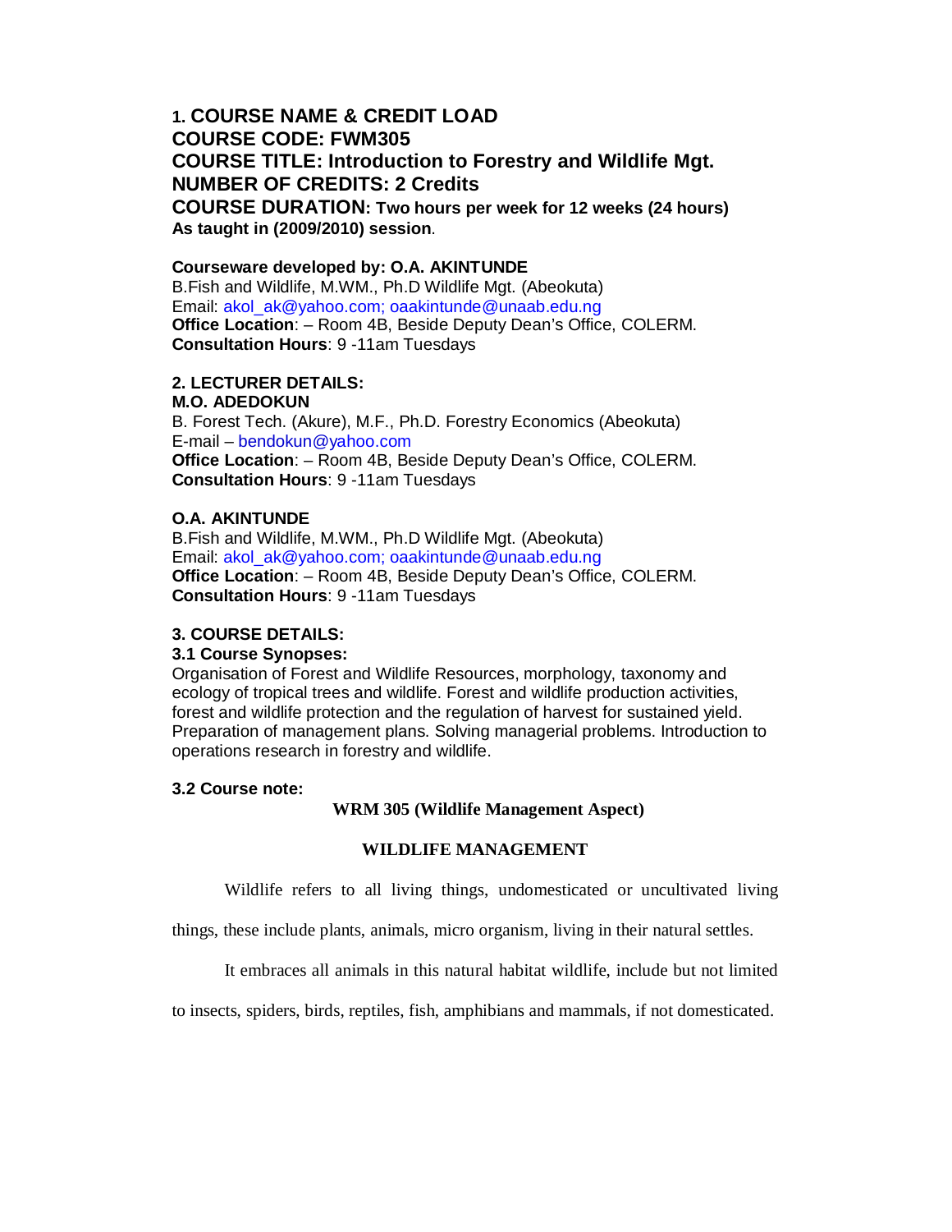**1. COURSE NAME & CREDIT LOAD**
**COURSE CODE: FWM305**
**COURSE TITLE: Introduction to Forestry and Wildlife Mgt.**
**NUMBER OF CREDITS: 2 Credits**
**COURSE DURATION: Two hours per week for 12 weeks (24 hours)**
**As taught in (2009/2010) session**.

**Courseware developed by: O.A. AKINTUNDE**
B.Fish and Wildlife, M.WM., Ph.D Wildlife Mgt. (Abeokuta)
Email: akol_ak@yahoo.com; oaakintunde@unaab.edu.ng
**Office Location**: – Room 4B, Beside Deputy Dean's Office, COLERM.
**Consultation Hours**: 9 -11am Tuesdays

**2. LECTURER DETAILS:**

**M.O. ADEDOKUN**
B. Forest Tech. (Akure), M.F., Ph.D. Forestry Economics (Abeokuta)
E-mail – bendokun@yahoo.com
**Office Location**: – Room 4B, Beside Deputy Dean's Office, COLERM.
**Consultation Hours**: 9 -11am Tuesdays

**O.A. AKINTUNDE**
B.Fish and Wildlife, M.WM., Ph.D Wildlife Mgt. (Abeokuta)
Email: akol_ak@yahoo.com; oaakintunde@unaab.edu.ng
**Office Location**: – Room 4B, Beside Deputy Dean's Office, COLERM.
**Consultation Hours**: 9 -11am Tuesdays

**3. COURSE DETAILS:**

**3.1 Course Synopses:**

Organisation of Forest and Wildlife Resources, morphology, taxonomy and ecology of tropical trees and wildlife. Forest and wildlife production activities, forest and wildlife protection and the regulation of harvest for sustained yield. Preparation of management plans. Solving managerial problems. Introduction to operations research in forestry and wildlife.

**3.2 Course note:**

**WRM 305 (Wildlife Management Aspect)**

**WILDLIFE MANAGEMENT**

Wildlife refers to all living things, undomesticated or uncultivated living things, these include plants, animals, micro organism, living in their natural settles.

It embraces all animals in this natural habitat wildlife, include but not limited to insects, spiders, birds, reptiles, fish, amphibians and mammals, if not domesticated.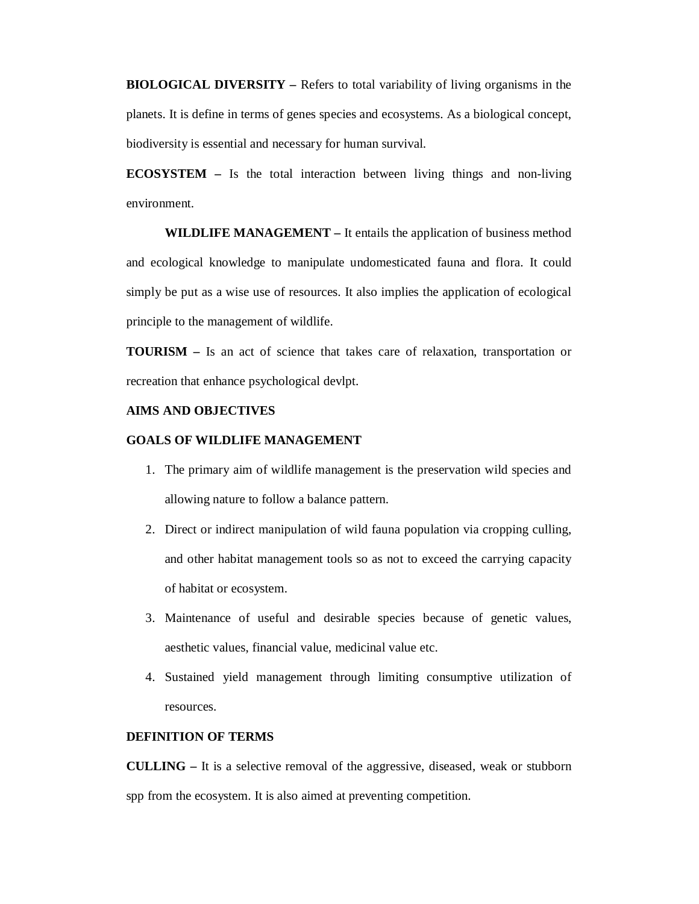**BIOLOGICAL DIVERSITY –** Refers to total variability of living organisms in the planets. It is define in terms of genes species and ecosystems. As a biological concept, biodiversity is essential and necessary for human survival.

**ECOSYSTEM –** Is the total interaction between living things and non-living environment.

**WILDLIFE MANAGEMENT –** It entails the application of business method and ecological knowledge to manipulate undomesticated fauna and flora. It could simply be put as a wise use of resources. It also implies the application of ecological principle to the management of wildlife.

**TOURISM –** Is an act of science that takes care of relaxation, transportation or recreation that enhance psychological devlpt.

**AIMS AND OBJECTIVES**

**GOALS OF WILDLIFE MANAGEMENT**

1. The primary aim of wildlife management is the preservation wild species and allowing nature to follow a balance pattern.
2. Direct or indirect manipulation of wild fauna population via cropping culling, and other habitat management tools so as not to exceed the carrying capacity of habitat or ecosystem.
3. Maintenance of useful and desirable species because of genetic values, aesthetic values, financial value, medicinal value etc.
4. Sustained yield management through limiting consumptive utilization of resources.

**DEFINITION OF TERMS**

**CULLING –** It is a selective removal of the aggressive, diseased, weak or stubborn spp from the ecosystem. It is also aimed at preventing competition.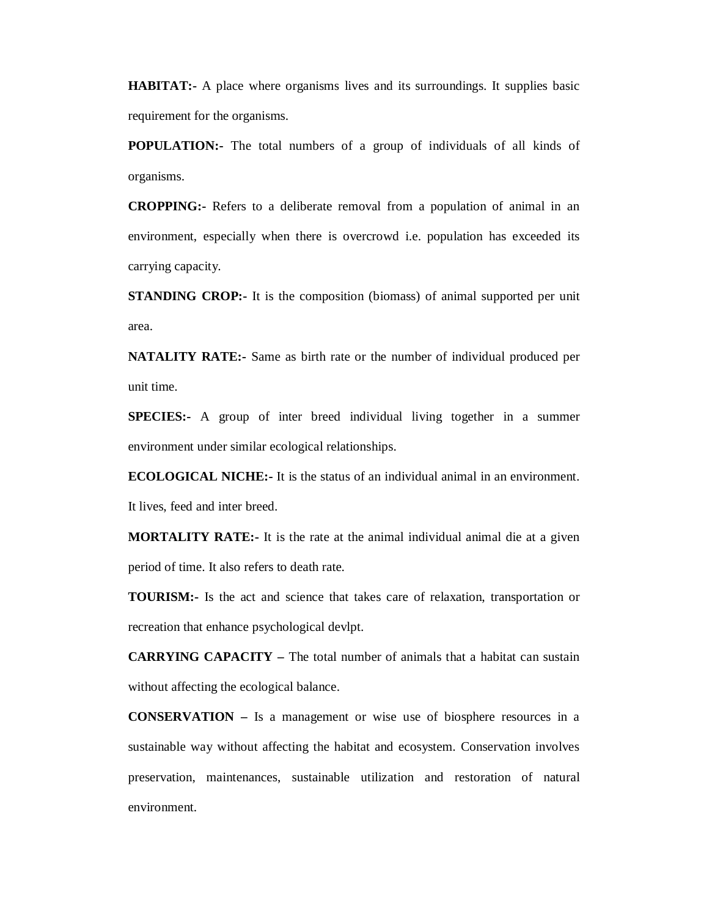**HABITAT:-** A place where organisms lives and its surroundings. It supplies basic requirement for the organisms.

**POPULATION:-** The total numbers of a group of individuals of all kinds of organisms.

**CROPPING:-** Refers to a deliberate removal from a population of animal in an environment, especially when there is overcrowd i.e. population has exceeded its carrying capacity.

**STANDING CROP:-** It is the composition (biomass) of animal supported per unit area.

**NATALITY RATE:-** Same as birth rate or the number of individual produced per unit time.

**SPECIES:-** A group of inter breed individual living together in a summer environment under similar ecological relationships.

**ECOLOGICAL NICHE:-** It is the status of an individual animal in an environment. It lives, feed and inter breed.

**MORTALITY RATE:-** It is the rate at the animal individual animal die at a given period of time. It also refers to death rate.

**TOURISM:-** Is the act and science that takes care of relaxation, transportation or recreation that enhance psychological devlpt.

**CARRYING CAPACITY –** The total number of animals that a habitat can sustain without affecting the ecological balance.

**CONSERVATION –** Is a management or wise use of biosphere resources in a sustainable way without affecting the habitat and ecosystem. Conservation involves preservation, maintenances, sustainable utilization and restoration of natural environment.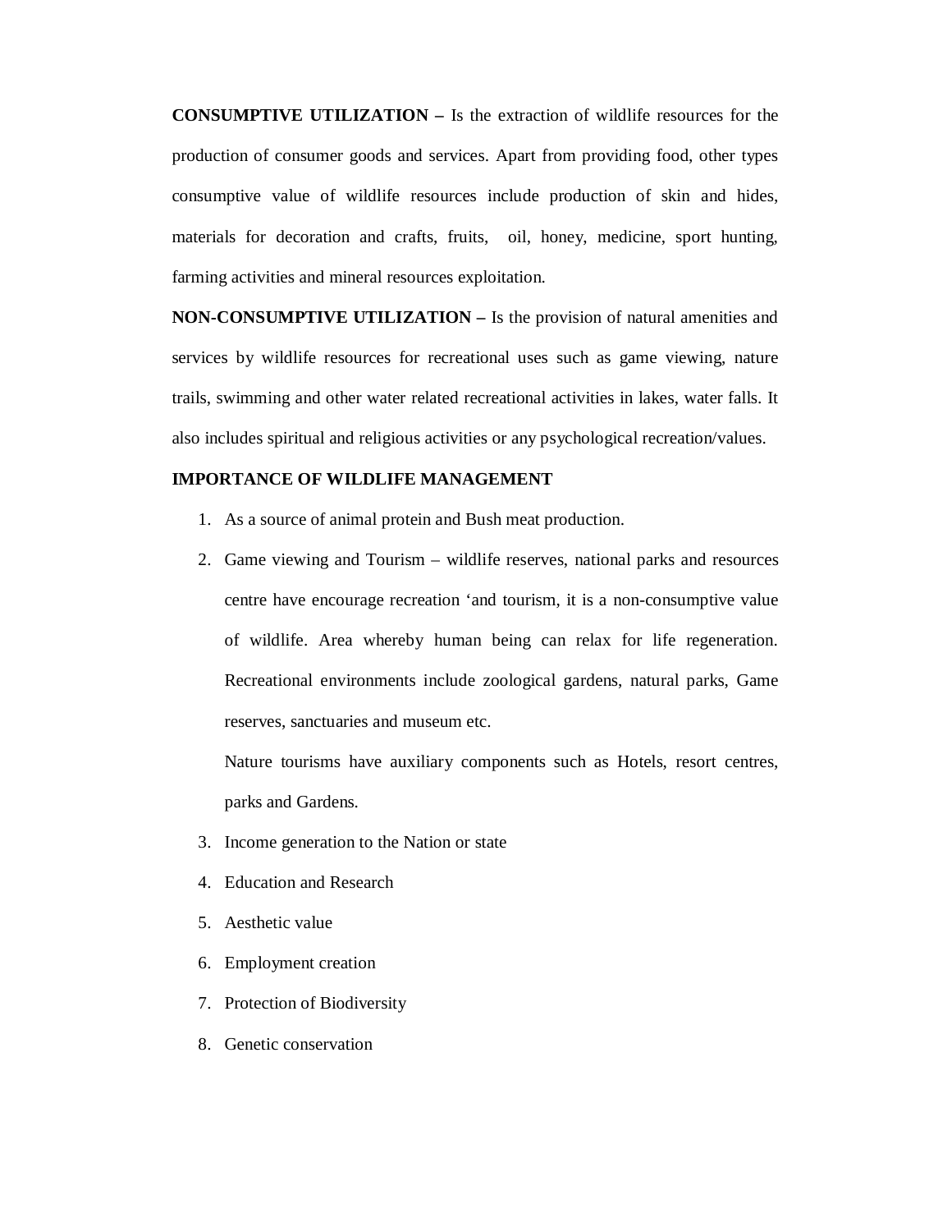**CONSUMPTIVE UTILIZATION –** Is the extraction of wildlife resources for the production of consumer goods and services. Apart from providing food, other types consumptive value of wildlife resources include production of skin and hides, materials for decoration and crafts, fruits, oil, honey, medicine, sport hunting, farming activities and mineral resources exploitation.

**NON-CONSUMPTIVE UTILIZATION –** Is the provision of natural amenities and services by wildlife resources for recreational uses such as game viewing, nature trails, swimming and other water related recreational activities in lakes, water falls. It also includes spiritual and religious activities or any psychological recreation/values.

**IMPORTANCE OF WILDLIFE MANAGEMENT**

1. As a source of animal protein and Bush meat production.
2. Game viewing and Tourism – wildlife reserves, national parks and resources centre have encourage recreation 'and tourism, it is a non-consumptive value of wildlife. Area whereby human being can relax for life regeneration. Recreational environments include zoological gardens, natural parks, Game reserves, sanctuaries and museum etc.

   Nature tourisms have auxiliary components such as Hotels, resort centres, parks and Gardens.
3. Income generation to the Nation or state
4. Education and Research
5. Aesthetic value
6. Employment creation
7. Protection of Biodiversity
8. Genetic conservation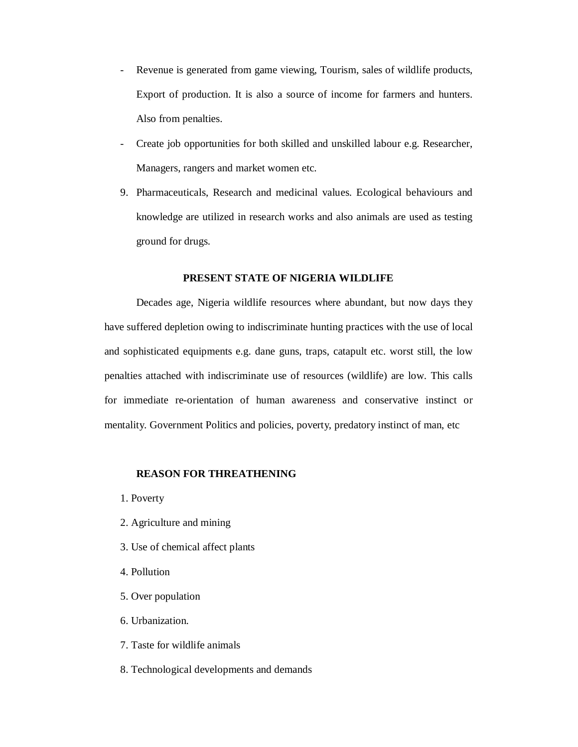- Revenue is generated from game viewing, Tourism, sales of wildlife products, Export of production. It is also a source of income for farmers and hunters. Also from penalties.
- Create job opportunities for both skilled and unskilled labour e.g. Researcher, Managers, rangers and market women etc.

9. Pharmaceuticals, Research and medicinal values. Ecological behaviours and knowledge are utilized in research works and also animals are used as testing ground for drugs.

**PRESENT STATE OF NIGERIA WILDLIFE**

Decades age, Nigeria wildlife resources where abundant, but now days they have suffered depletion owing to indiscriminate hunting practices with the use of local and sophisticated equipments e.g. dane guns, traps, catapult etc. worst still, the low penalties attached with indiscriminate use of resources (wildlife) are low. This calls for immediate re-orientation of human awareness and conservative instinct or mentality. Government Politics and policies, poverty, predatory instinct of man, etc

**REASON FOR THREATHENING**

1. Poverty
2. Agriculture and mining
3. Use of chemical affect plants
4. Pollution
5. Over population
6. Urbanization.
7. Taste for wildlife animals
8. Technological developments and demands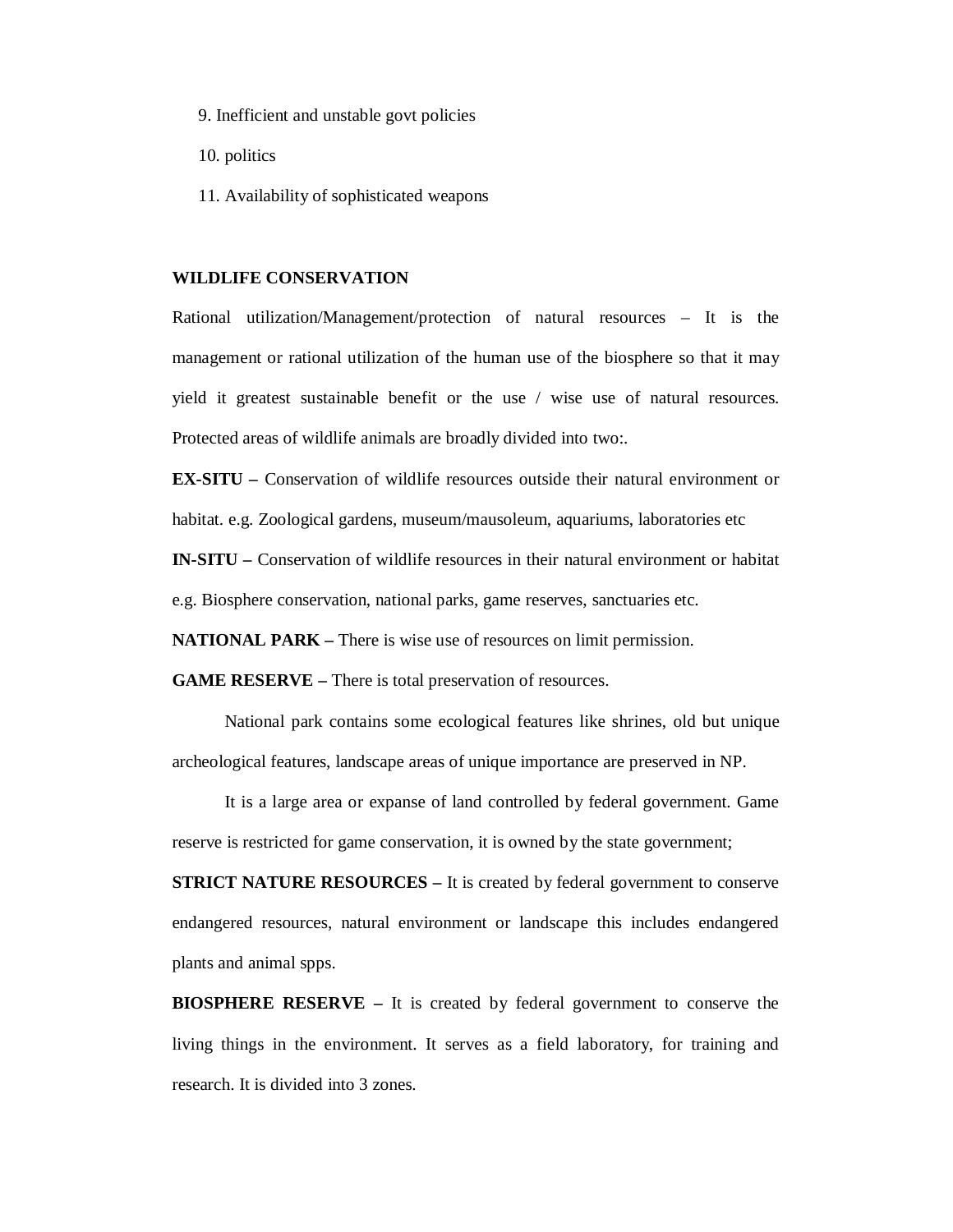9. Inefficient and unstable govt policies
10. politics
11. Availability of sophisticated weapons

**WILDLIFE CONSERVATION**

Rational utilization/Management/protection of natural resources – It is the management or rational utilization of the human use of the biosphere so that it may yield it greatest sustainable benefit or the use / wise use of natural resources. Protected areas of wildlife animals are broadly divided into two:.

**EX-SITU –** Conservation of wildlife resources outside their natural environment or habitat. e.g. Zoological gardens, museum/mausoleum, aquariums, laboratories etc

**IN-SITU –** Conservation of wildlife resources in their natural environment or habitat e.g. Biosphere conservation, national parks, game reserves, sanctuaries etc.

**NATIONAL PARK –** There is wise use of resources on limit permission.

**GAME RESERVE –** There is total preservation of resources.

National park contains some ecological features like shrines, old but unique archeological features, landscape areas of unique importance are preserved in NP.

It is a large area or expanse of land controlled by federal government. Game reserve is restricted for game conservation, it is owned by the state government;

**STRICT NATURE RESOURCES –** It is created by federal government to conserve endangered resources, natural environment or landscape this includes endangered plants and animal spps.

**BIOSPHERE RESERVE –** It is created by federal government to conserve the living things in the environment. It serves as a field laboratory, for training and research. It is divided into 3 zones.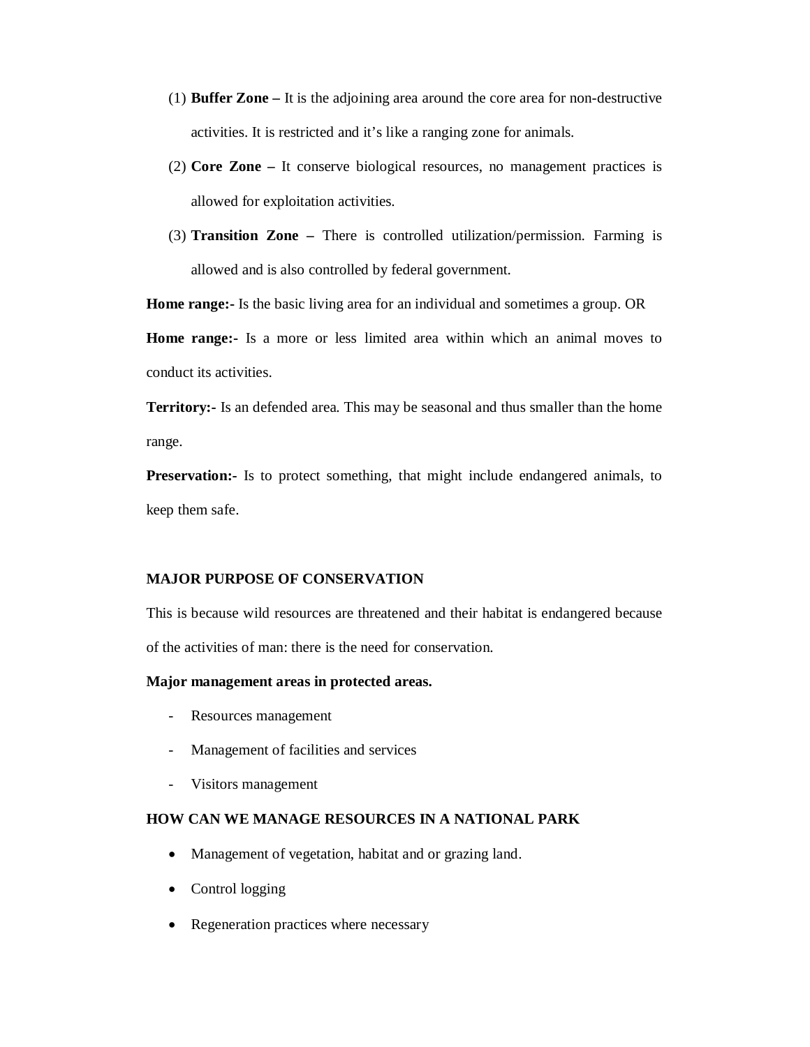(1) **Buffer Zone –** It is the adjoining area around the core area for non-destructive activities. It is restricted and it's like a ranging zone for animals.

(2) **Core Zone –** It conserve biological resources, no management practices is allowed for exploitation activities.

(3) **Transition Zone –** There is controlled utilization/permission. Farming is allowed and is also controlled by federal government.

**Home range:-** Is the basic living area for an individual and sometimes a group. OR

**Home range:-** Is a more or less limited area within which an animal moves to conduct its activities.

**Territory:-** Is an defended area. This may be seasonal and thus smaller than the home range.

**Preservation:-** Is to protect something, that might include endangered animals, to keep them safe.

**MAJOR PURPOSE OF CONSERVATION**

This is because wild resources are threatened and their habitat is endangered because of the activities of man: there is the need for conservation.

**Major management areas in protected areas.**

- Resources management
- Management of facilities and services
- Visitors management

**HOW CAN WE MANAGE RESOURCES IN A NATIONAL PARK**

- Management of vegetation, habitat and or grazing land.
- Control logging
- Regeneration practices where necessary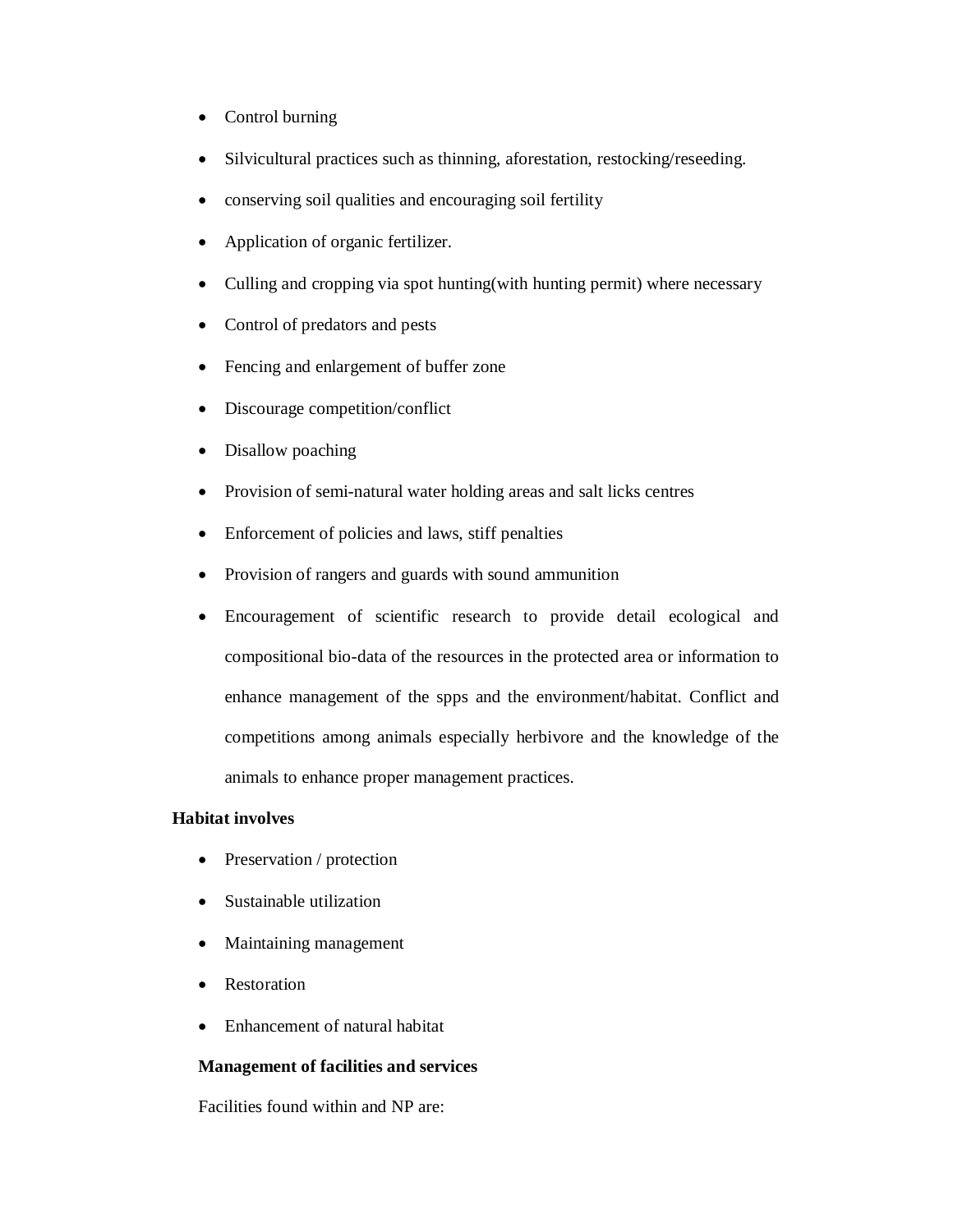- Control burning
- Silvicultural practices such as thinning, aforestation, restocking/reseeding.
- conserving soil qualities and encouraging soil fertility
- Application of organic fertilizer.
- Culling and cropping via spot hunting(with hunting permit) where necessary
- Control of predators and pests
- Fencing and enlargement of buffer zone
- Discourage competition/conflict
- Disallow poaching
- Provision of semi-natural water holding areas and salt licks centres
- Enforcement of policies and laws, stiff penalties
- Provision of rangers and guards with sound ammunition
- Encouragement of scientific research to provide detail ecological and compositional bio-data of the resources in the protected area or information to enhance management of the spps and the environment/habitat. Conflict and competitions among animals especially herbivore and the knowledge of the animals to enhance proper management practices.

**Habitat involves**

- Preservation / protection
- Sustainable utilization
- Maintaining management
- Restoration
- Enhancement of natural habitat

**Management of facilities and services**

Facilities found within and NP are: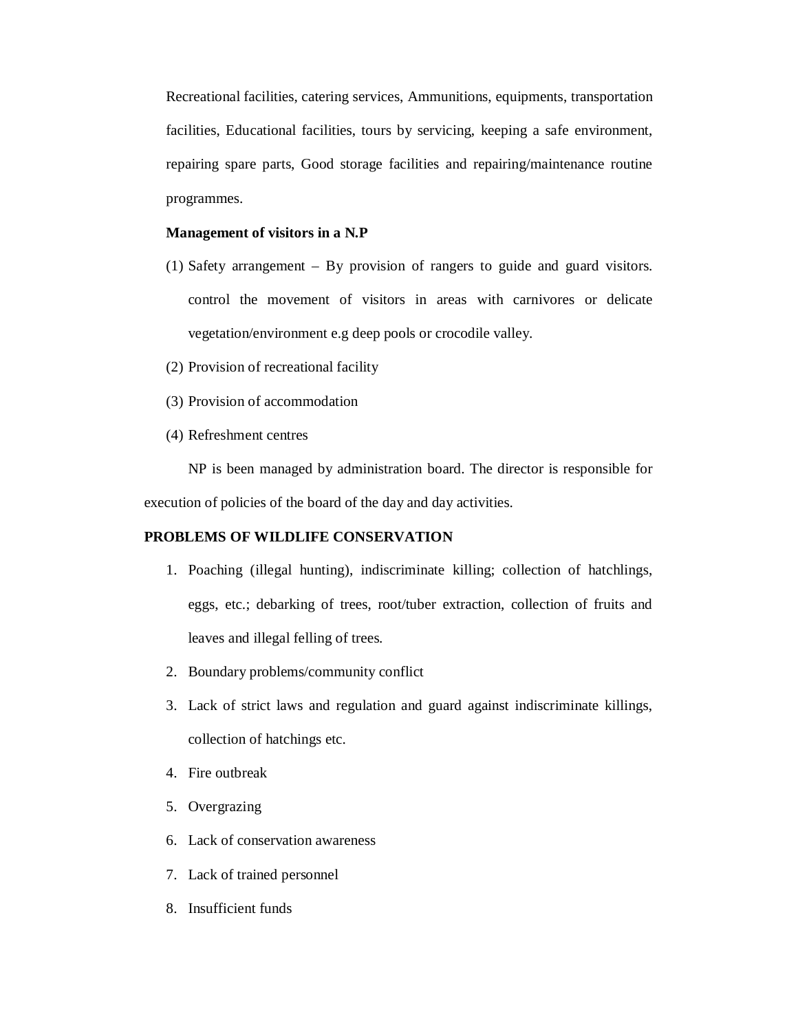Recreational facilities, catering services, Ammunitions, equipments, transportation facilities, Educational facilities, tours by servicing, keeping a safe environment, repairing spare parts, Good storage facilities and repairing/maintenance routine programmes.

**Management of visitors in a N.P**

(1) Safety arrangement – By provision of rangers to guide and guard visitors. control the movement of visitors in areas with carnivores or delicate vegetation/environment e.g deep pools or crocodile valley.

(2) Provision of recreational facility

(3) Provision of accommodation

(4) Refreshment centres

NP is been managed by administration board. The director is responsible for execution of policies of the board of the day and day activities.

**PROBLEMS OF WILDLIFE CONSERVATION**

1. Poaching (illegal hunting), indiscriminate killing; collection of hatchlings, eggs, etc.; debarking of trees, root/tuber extraction, collection of fruits and leaves and illegal felling of trees.
2. Boundary problems/community conflict
3. Lack of strict laws and regulation and guard against indiscriminate killings, collection of hatchings etc.
4. Fire outbreak
5. Overgrazing
6. Lack of conservation awareness
7. Lack of trained personnel
8. Insufficient funds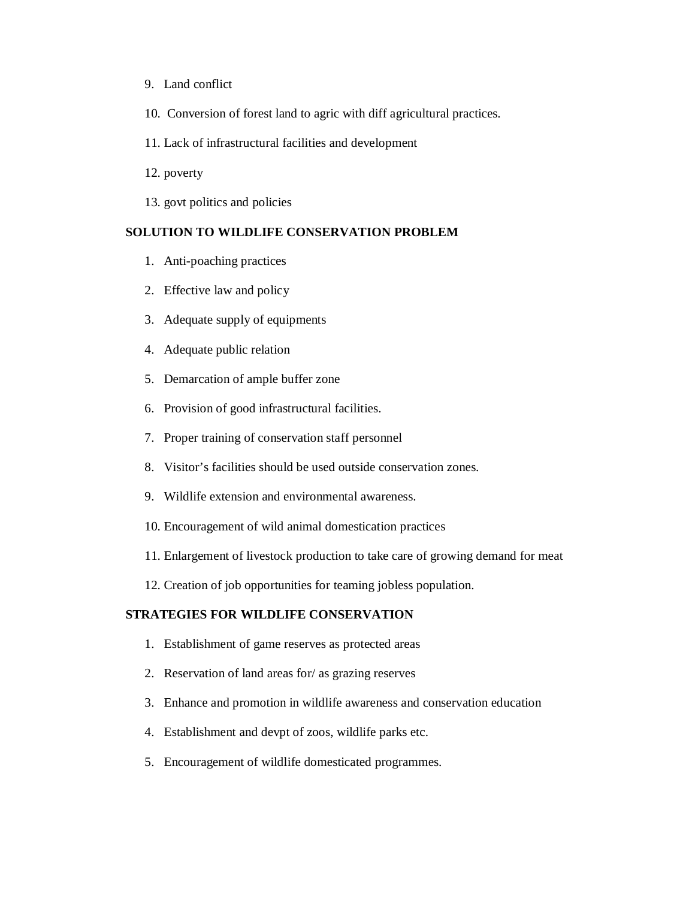9. Land conflict
10. Conversion of forest land to agric with diff agricultural practices.
11. Lack of infrastructural facilities and development
12. poverty
13. govt politics and policies

**SOLUTION TO WILDLIFE CONSERVATION PROBLEM**

1. Anti-poaching practices
2. Effective law and policy
3. Adequate supply of equipments
4. Adequate public relation
5. Demarcation of ample buffer zone
6. Provision of good infrastructural facilities.
7. Proper training of conservation staff personnel
8. Visitor's facilities should be used outside conservation zones.
9. Wildlife extension and environmental awareness.
10. Encouragement of wild animal domestication practices
11. Enlargement of livestock production to take care of growing demand for meat
12. Creation of job opportunities for teaming jobless population.

**STRATEGIES FOR WILDLIFE CONSERVATION**

1. Establishment of game reserves as protected areas
2. Reservation of land areas for/ as grazing reserves
3. Enhance and promotion in wildlife awareness and conservation education
4. Establishment and devpt of zoos, wildlife parks etc.
5. Encouragement of wildlife domesticated programmes.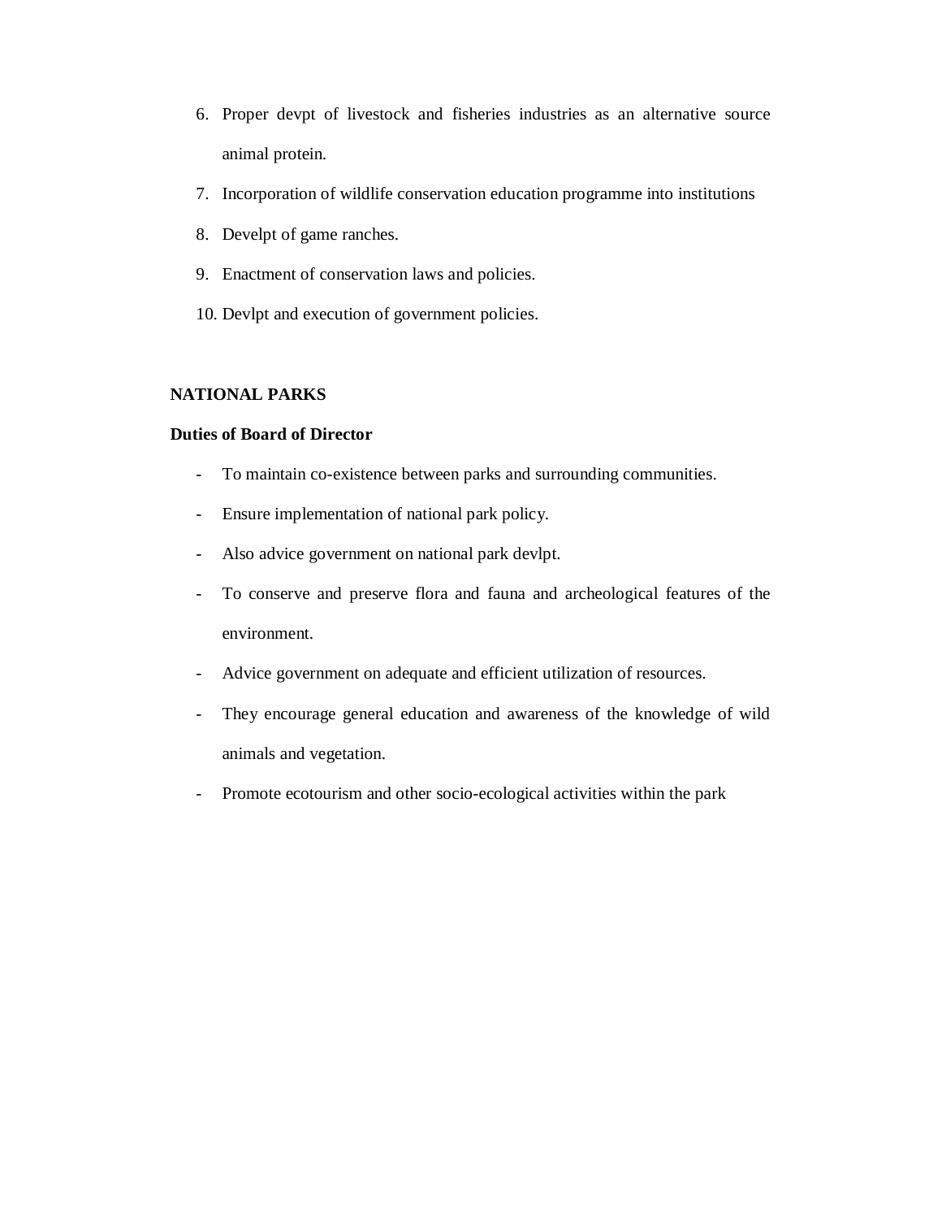6. Proper devpt of livestock and fisheries industries as an alternative source animal protein.
7. Incorporation of wildlife conservation education programme into institutions
8. Develpt of game ranches.
9. Enactment of conservation laws and policies.
10. Devlpt and execution of government policies.

**NATIONAL PARKS**

**Duties of Board of Director**

- To maintain co-existence between parks and surrounding communities.
- Ensure implementation of national park policy.
- Also advice government on national park devlpt.
- To conserve and preserve flora and fauna and archeological features of the environment.
- Advice government on adequate and efficient utilization of resources.
- They encourage general education and awareness of the knowledge of wild animals and vegetation.
- Promote ecotourism and other socio-ecological activities within the park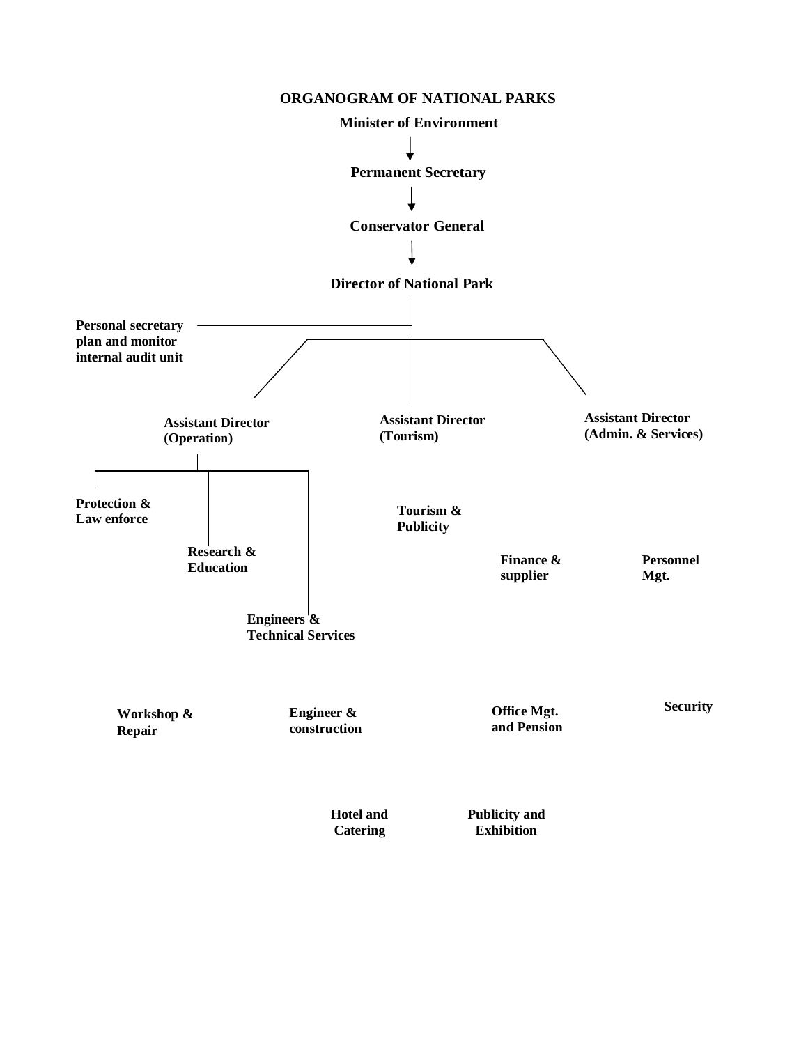## ORGANOGRAM OF NATIONAL PARKS

**Minister of Environment**

**Permanent Secretary**

**Conservator General**

**Director of National Park**

**Personal secretary plan and monitor internal audit unit**

**Assistant Director (Operation)**

**Assistant Director (Tourism)**

**Assistant Director (Admin. & Services)**

**Protection & Law enforce**

**Research & Education**

**Engineers & Technical Services**

**Tourism & Publicity**

**Finance & supplier**

**Personnel Mgt.**

**Workshop & Repair**

**Engineer & construction**

**Office Mgt. and Pension**

**Security**

**Hotel and Catering**

**Publicity and Exhibition**